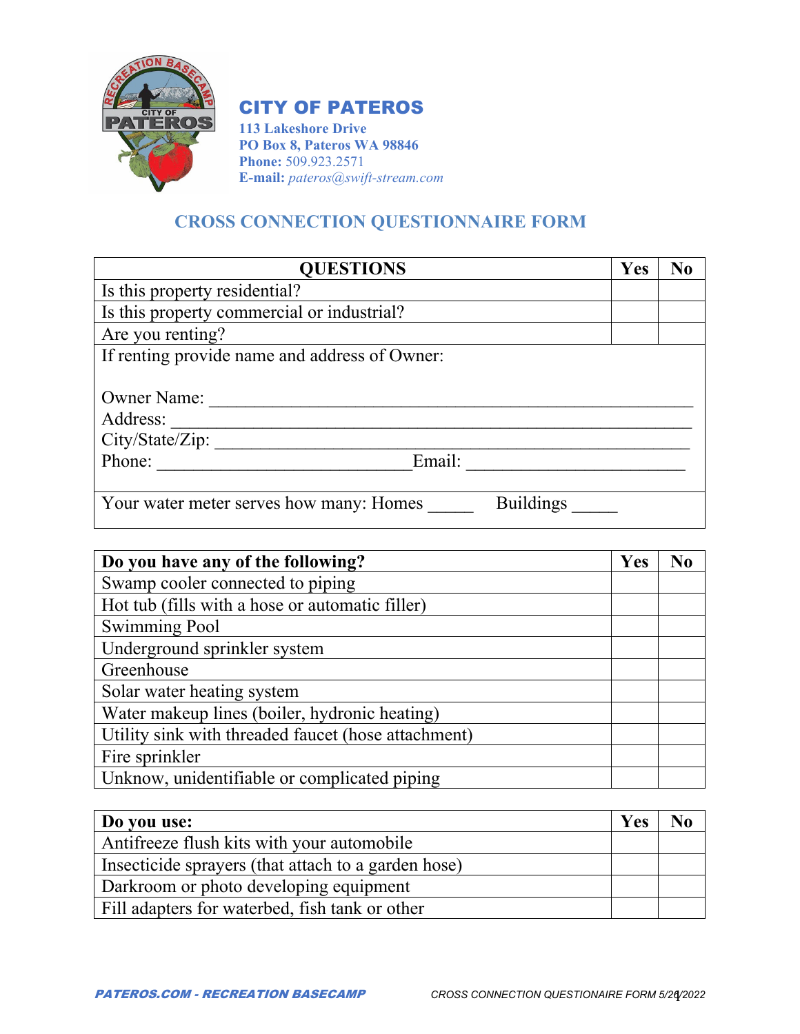# CITY OF PATEROS

**113 Lakeshore Drive**
**PO Box 8, Pateros WA 98846**
**Phone:** 509.923.2571
**E-mail:** *pateros@swift-stream.com*

## CROSS CONNECTION QUESTIONNAIRE FORM

| QUESTIONS | Yes | No |
|---|---|---|
| Is this property residential? | | |
| Is this property commercial or industrial? | | |
| Are you renting? | | |

If renting provide name and address of Owner:

Owner Name: ____________________________________________________

Address: _______________________________________________________

City/State/Zip: __________________________________________________

Phone: ___________________________ Email: ________________________

Your water meter serves how many: Homes _____ Buildings _____

| Do you have any of the following? | Yes | No |
|---|---|---|
| Swamp cooler connected to piping | | |
| Hot tub (fills with a hose or automatic filler) | | |
| Swimming Pool | | |
| Underground sprinkler system | | |
| Greenhouse | | |
| Solar water heating system | | |
| Water makeup lines (boiler, hydronic heating) | | |
| Utility sink with threaded faucet (hose attachment) | | |
| Fire sprinkler | | |
| Unknow, unidentifiable or complicated piping | | |

| Do you use: | Yes | No |
|---|---|---|
| Antifreeze flush kits with your automobile | | |
| Insecticide sprayers (that attach to a garden hose) | | |
| Darkroom or photo developing equipment | | |
| Fill adapters for waterbed, fish tank or other | | |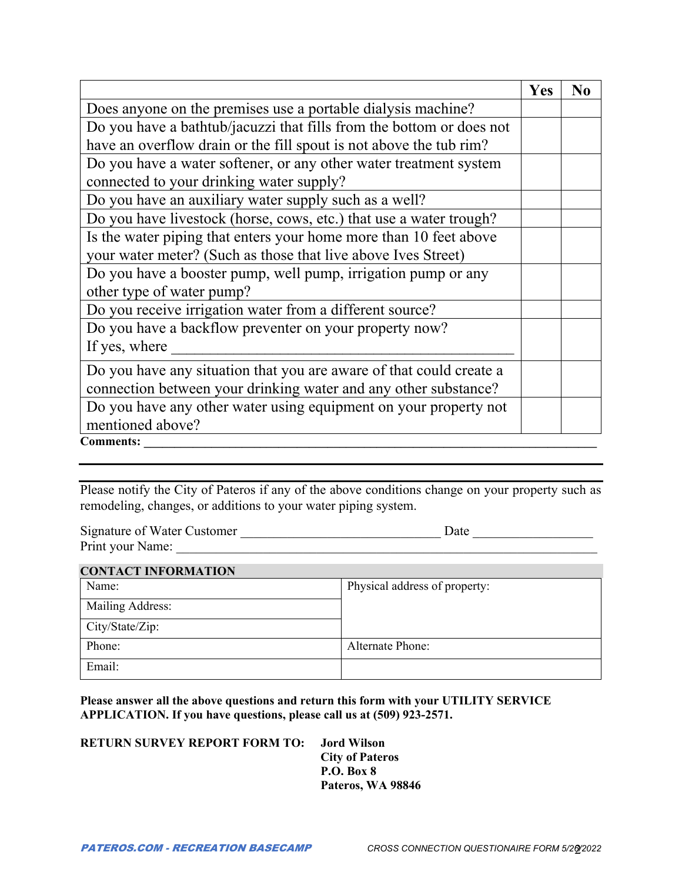| | Yes | No |
|---|---|---|
| Does anyone on the premises use a portable dialysis machine? | | |
| Do you have a bathtub/jacuzzi that fills from the bottom or does not have an overflow drain or the fill spout is not above the tub rim? | | |
| Do you have a water softener, or any other water treatment system connected to your drinking water supply? | | |
| Do you have an auxiliary water supply such as a well? | | |
| Do you have livestock (horse, cows, etc.) that use a water trough? | | |
| Is the water piping that enters your home more than 10 feet above your water meter? (Such as those that live above Ives Street) | | |
| Do you have a booster pump, well pump, irrigation pump or any other type of water pump? | | |
| Do you receive irrigation water from a different source? | | |
| Do you have a backflow preventer on your property now? If yes, where ______________________________________________ | | |
| Do you have any situation that you are aware of that could create a connection between your drinking water and any other substance? | | |
| Do you have any other water using equipment on your property not mentioned above? | | |

**Comments:** ______________________________________________________________________

Please notify the City of Pateros if any of the above conditions change on your property such as remodeling, changes, or additions to your water piping system.

Signature of Water Customer ______________________________ Date _________________

Print your Name: ________________________________________________________________

**CONTACT INFORMATION**

| | |
|---|---|
| Name: | Physical address of property: |
| Mailing Address: | |
| City/State/Zip: | |
| Phone: | Alternate Phone: |
| Email: | |

**Please answer all the above questions and return this form with your UTILITY SERVICE APPLICATION. If you have questions, please call us at (509) 923-2571.**

**RETURN SURVEY REPORT FORM TO:** **Jord Wilson**
**City of Pateros**
**P.O. Box 8**
**Pateros, WA 98846**